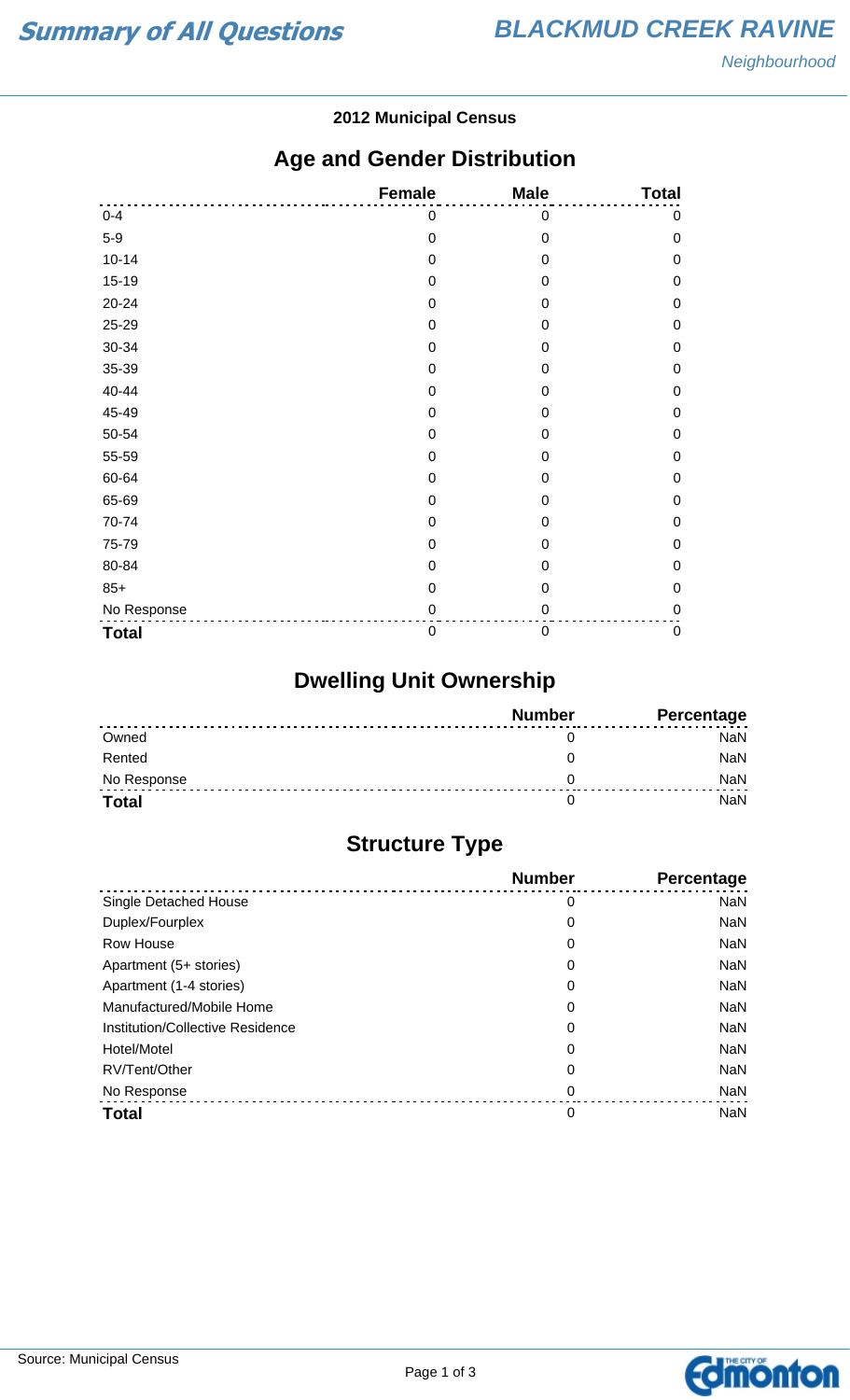# Summary of All Questions

## BLACKMUD CREEK RAVINE

*Neighbourhood*

**2012 Municipal Census**

## Age and Gender Distribution

| | Female | Male | Total |
|---|---|---|---|
| 0-4 | 0 | 0 | 0 |
| 5-9 | 0 | 0 | 0 |
| 10-14 | 0 | 0 | 0 |
| 15-19 | 0 | 0 | 0 |
| 20-24 | 0 | 0 | 0 |
| 25-29 | 0 | 0 | 0 |
| 30-34 | 0 | 0 | 0 |
| 35-39 | 0 | 0 | 0 |
| 40-44 | 0 | 0 | 0 |
| 45-49 | 0 | 0 | 0 |
| 50-54 | 0 | 0 | 0 |
| 55-59 | 0 | 0 | 0 |
| 60-64 | 0 | 0 | 0 |
| 65-69 | 0 | 0 | 0 |
| 70-74 | 0 | 0 | 0 |
| 75-79 | 0 | 0 | 0 |
| 80-84 | 0 | 0 | 0 |
| 85+ | 0 | 0 | 0 |
| No Response | 0 | 0 | 0 |
| **Total** | 0 | 0 | 0 |

## Dwelling Unit Ownership

| | Number | Percentage |
|---|---|---|
| Owned | 0 | NaN |
| Rented | 0 | NaN |
| No Response | 0 | NaN |
| **Total** | 0 | NaN |

## Structure Type

| | Number | Percentage |
|---|---|---|
| Single Detached House | 0 | NaN |
| Duplex/Fourplex | 0 | NaN |
| Row House | 0 | NaN |
| Apartment (5+ stories) | 0 | NaN |
| Apartment (1-4 stories) | 0 | NaN |
| Manufactured/Mobile Home | 0 | NaN |
| Institution/Collective Residence | 0 | NaN |
| Hotel/Motel | 0 | NaN |
| RV/Tent/Other | 0 | NaN |
| No Response | 0 | NaN |
| **Total** | 0 | NaN |

Source: Municipal Census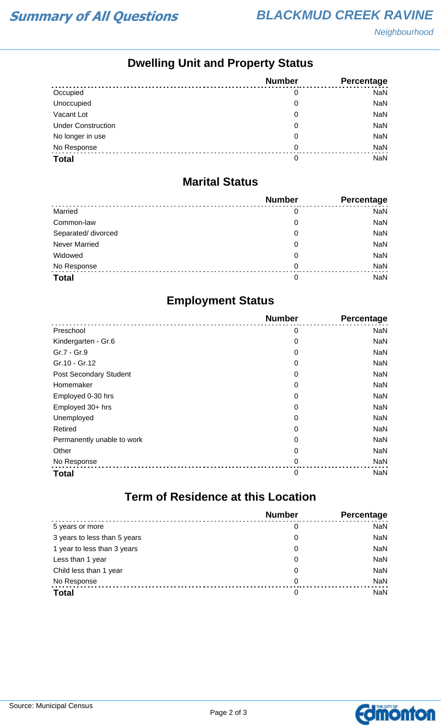## Dwelling Unit and Property Status

| | Number | Percentage |
|---|---|---|
| Occupied | 0 | NaN |
| Unoccupied | 0 | NaN |
| Vacant Lot | 0 | NaN |
| Under Construction | 0 | NaN |
| No longer in use | 0 | NaN |
| No Response | 0 | NaN |
| **Total** | 0 | NaN |

## Marital Status

| | Number | Percentage |
|---|---|---|
| Married | 0 | NaN |
| Common-law | 0 | NaN |
| Separated/ divorced | 0 | NaN |
| Never Married | 0 | NaN |
| Widowed | 0 | NaN |
| No Response | 0 | NaN |
| **Total** | 0 | NaN |

## Employment Status

| | Number | Percentage |
|---|---|---|
| Preschool | 0 | NaN |
| Kindergarten - Gr.6 | 0 | NaN |
| Gr.7 - Gr.9 | 0 | NaN |
| Gr.10 - Gr.12 | 0 | NaN |
| Post Secondary Student | 0 | NaN |
| Homemaker | 0 | NaN |
| Employed 0-30 hrs | 0 | NaN |
| Employed 30+ hrs | 0 | NaN |
| Unemployed | 0 | NaN |
| Retired | 0 | NaN |
| Permanently unable to work | 0 | NaN |
| Other | 0 | NaN |
| No Response | 0 | NaN |
| **Total** | 0 | NaN |

## Term of Residence at this Location

| | Number | Percentage |
|---|---|---|
| 5 years or more | 0 | NaN |
| 3 years to less than 5 years | 0 | NaN |
| 1 year to less than 3 years | 0 | NaN |
| Less than 1 year | 0 | NaN |
| Child less than 1 year | 0 | NaN |
| No Response | 0 | NaN |
| **Total** | 0 | NaN |

Source: Municipal Census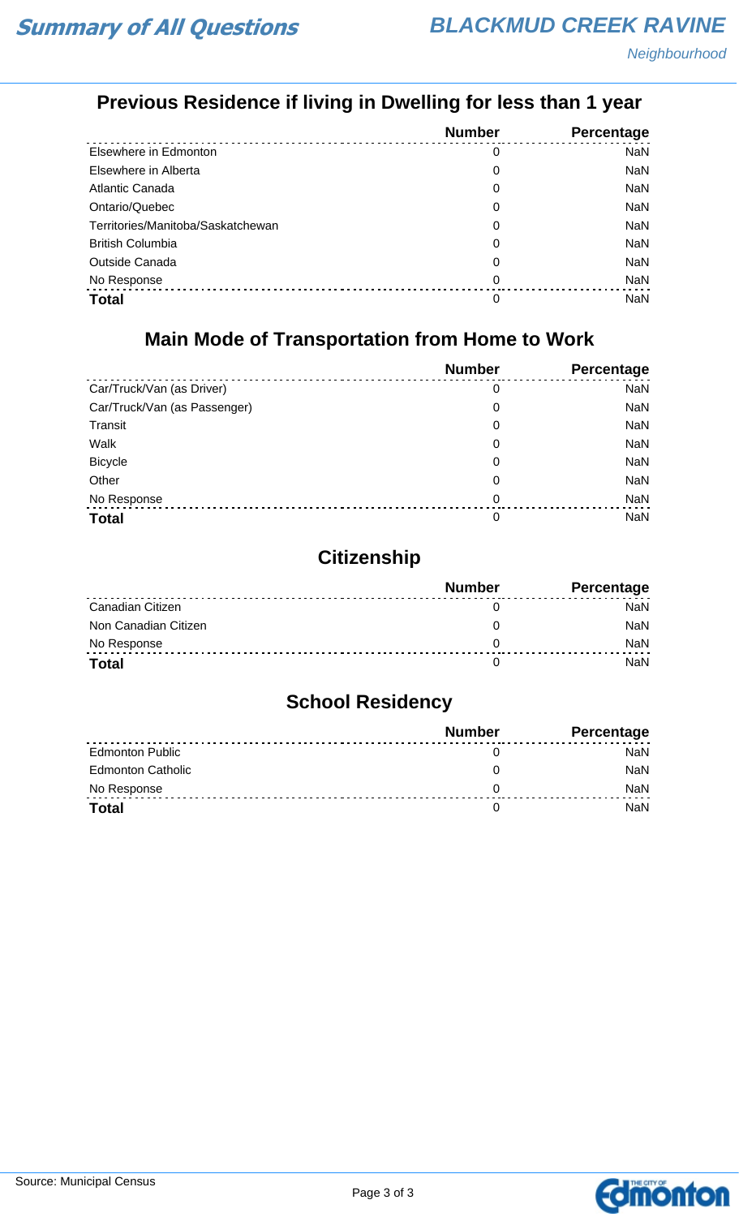## Previous Residence if living in Dwelling for less than 1 year

| | Number | Percentage |
|---|---|---|
| Elsewhere in Edmonton | 0 | NaN |
| Elsewhere in Alberta | 0 | NaN |
| Atlantic Canada | 0 | NaN |
| Ontario/Quebec | 0 | NaN |
| Territories/Manitoba/Saskatchewan | 0 | NaN |
| British Columbia | 0 | NaN |
| Outside Canada | 0 | NaN |
| No Response | 0 | NaN |
| **Total** | 0 | NaN |

## Main Mode of Transportation from Home to Work

| | Number | Percentage |
|---|---|---|
| Car/Truck/Van (as Driver) | 0 | NaN |
| Car/Truck/Van (as Passenger) | 0 | NaN |
| Transit | 0 | NaN |
| Walk | 0 | NaN |
| Bicycle | 0 | NaN |
| Other | 0 | NaN |
| No Response | 0 | NaN |
| **Total** | 0 | NaN |

## Citizenship

| | Number | Percentage |
|---|---|---|
| Canadian Citizen | 0 | NaN |
| Non Canadian Citizen | 0 | NaN |
| No Response | 0 | NaN |
| **Total** | 0 | NaN |

## School Residency

| | Number | Percentage |
|---|---|---|
| Edmonton Public | 0 | NaN |
| Edmonton Catholic | 0 | NaN |
| No Response | 0 | NaN |
| **Total** | 0 | NaN |

Source: Municipal Census